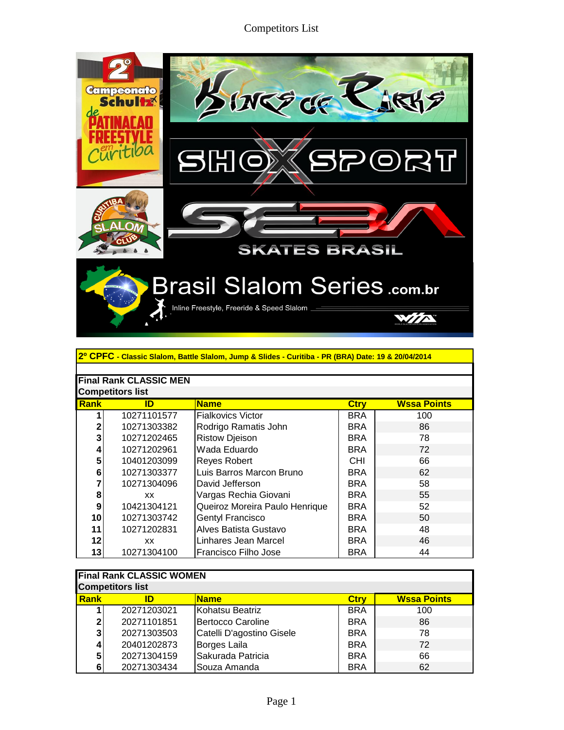# Competitors List

**2º CPFC - Classic Slalom, Battle Slalom, Jump & Slides - Curitiba - PR (BRA) Date: 19 & 20/04/2014**

## Final Rank CLASSIC MEN

**Competitors list**

| Rank | ID | Name | Ctry | Wssa Points |
|---|---|---|---|---|
| 1 | 10271101577 | Fialkovics Victor | BRA | 100 |
| 2 | 10271303382 | Rodrigo Ramatis John | BRA | 86 |
| 3 | 10271202465 | Ristow Djeison | BRA | 78 |
| 4 | 10271202961 | Wada Eduardo | BRA | 72 |
| 5 | 10401203099 | Reyes Robert | CHI | 66 |
| 6 | 10271303377 | Luis Barros Marcon Bruno | BRA | 62 |
| 7 | 10271304096 | David Jefferson | BRA | 58 |
| 8 | xx | Vargas Rechia Giovani | BRA | 55 |
| 9 | 10421304121 | Queiroz Moreira Paulo Henrique | BRA | 52 |
| 10 | 10271303742 | Gentyl Francisco | BRA | 50 |
| 11 | 10271202831 | Alves Batista Gustavo | BRA | 48 |
| 12 | xx | Linhares Jean Marcel | BRA | 46 |
| 13 | 10271304100 | Francisco Filho Jose | BRA | 44 |

## Final Rank CLASSIC WOMEN

**Competitors list**

| Rank | ID | Name | Ctry | Wssa Points |
|---|---|---|---|---|
| 1 | 20271203021 | Kohatsu Beatriz | BRA | 100 |
| 2 | 20271101851 | Bertocco Caroline | BRA | 86 |
| 3 | 20271303503 | Catelli D'agostino Gisele | BRA | 78 |
| 4 | 20401202873 | Borges Laila | BRA | 72 |
| 5 | 20271304159 | Sakurada Patricia | BRA | 66 |
| 6 | 20271303434 | Souza Amanda | BRA | 62 |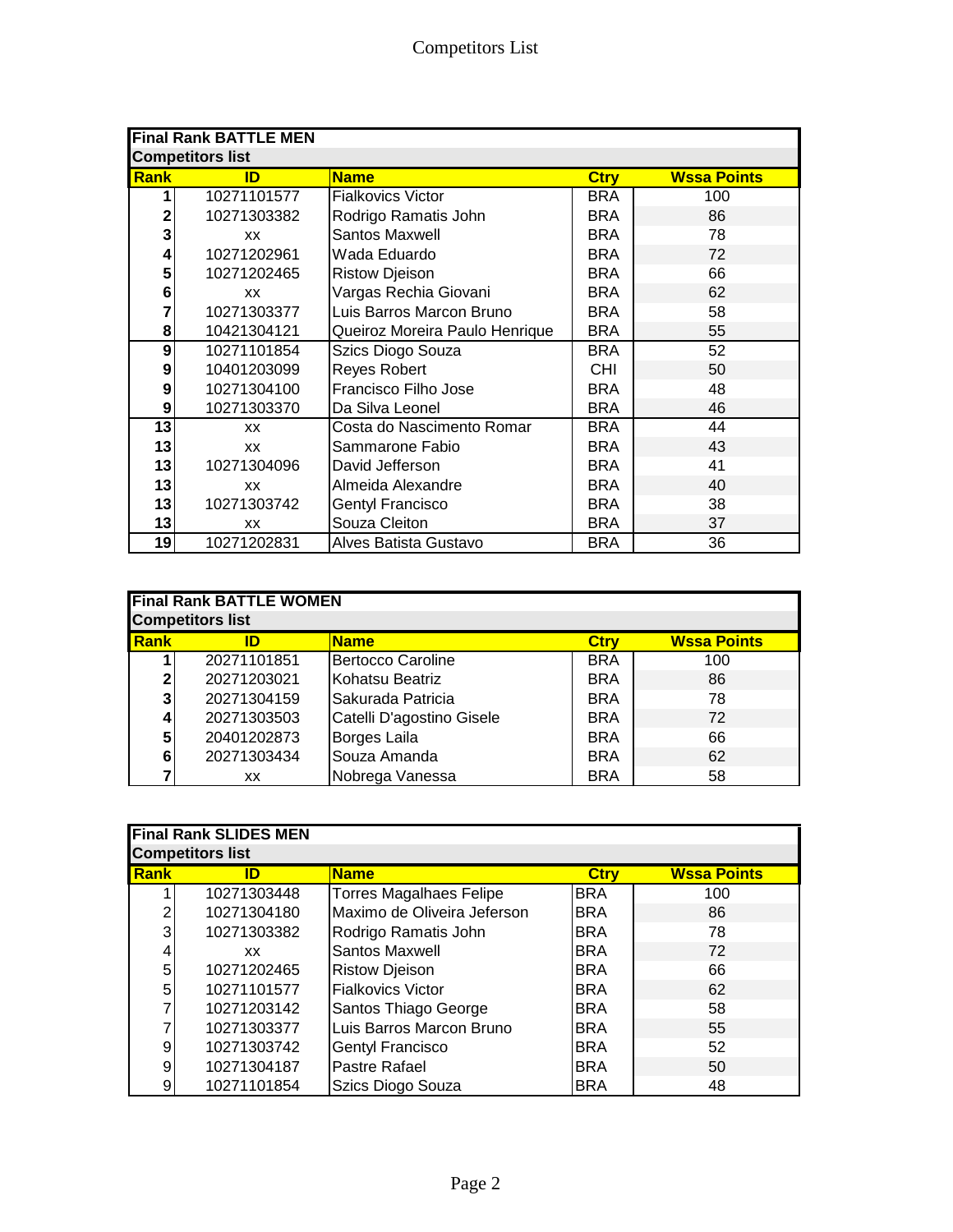# Competitors List

## Final Rank BATTLE MEN

**Competitors list**

| Rank | ID | Name | Ctry | Wssa Points |
|---|---|---|---|---|
| 1 | 10271101577 | Fialkovics Victor | BRA | 100 |
| 2 | 10271303382 | Rodrigo Ramatis John | BRA | 86 |
| 3 | xx | Santos Maxwell | BRA | 78 |
| 4 | 10271202961 | Wada Eduardo | BRA | 72 |
| 5 | 10271202465 | Ristow Djeison | BRA | 66 |
| 6 | xx | Vargas Rechia Giovani | BRA | 62 |
| 7 | 10271303377 | Luis Barros Marcon Bruno | BRA | 58 |
| 8 | 10421304121 | Queiroz Moreira Paulo Henrique | BRA | 55 |
| 9 | 10271101854 | Szics Diogo Souza | BRA | 52 |
| 9 | 10401203099 | Reyes Robert | CHI | 50 |
| 9 | 10271304100 | Francisco Filho Jose | BRA | 48 |
| 9 | 10271303370 | Da Silva Leonel | BRA | 46 |
| 13 | xx | Costa do Nascimento Romar | BRA | 44 |
| 13 | xx | Sammarone Fabio | BRA | 43 |
| 13 | 10271304096 | David Jefferson | BRA | 41 |
| 13 | xx | Almeida Alexandre | BRA | 40 |
| 13 | 10271303742 | Gentyl Francisco | BRA | 38 |
| 13 | xx | Souza Cleiton | BRA | 37 |
| 19 | 10271202831 | Alves Batista Gustavo | BRA | 36 |

## Final Rank BATTLE WOMEN

**Competitors list**

| Rank | ID | Name | Ctry | Wssa Points |
|---|---|---|---|---|
| 1 | 20271101851 | Bertocco Caroline | BRA | 100 |
| 2 | 20271203021 | Kohatsu Beatriz | BRA | 86 |
| 3 | 20271304159 | Sakurada Patricia | BRA | 78 |
| 4 | 20271303503 | Catelli D'agostino Gisele | BRA | 72 |
| 5 | 20401202873 | Borges Laila | BRA | 66 |
| 6 | 20271303434 | Souza Amanda | BRA | 62 |
| 7 | xx | Nobrega Vanessa | BRA | 58 |

## Final Rank SLIDES MEN

**Competitors list**

| Rank | ID | Name | Ctry | Wssa Points |
|---|---|---|---|---|
| 1 | 10271303448 | Torres Magalhaes Felipe | BRA | 100 |
| 2 | 10271304180 | Maximo de Oliveira Jeferson | BRA | 86 |
| 3 | 10271303382 | Rodrigo Ramatis John | BRA | 78 |
| 4 | xx | Santos Maxwell | BRA | 72 |
| 5 | 10271202465 | Ristow Djeison | BRA | 66 |
| 5 | 10271101577 | Fialkovics Victor | BRA | 62 |
| 7 | 10271203142 | Santos Thiago George | BRA | 58 |
| 7 | 10271303377 | Luis Barros Marcon Bruno | BRA | 55 |
| 9 | 10271303742 | Gentyl Francisco | BRA | 52 |
| 9 | 10271304187 | Pastre Rafael | BRA | 50 |
| 9 | 10271101854 | Szics Diogo Souza | BRA | 48 |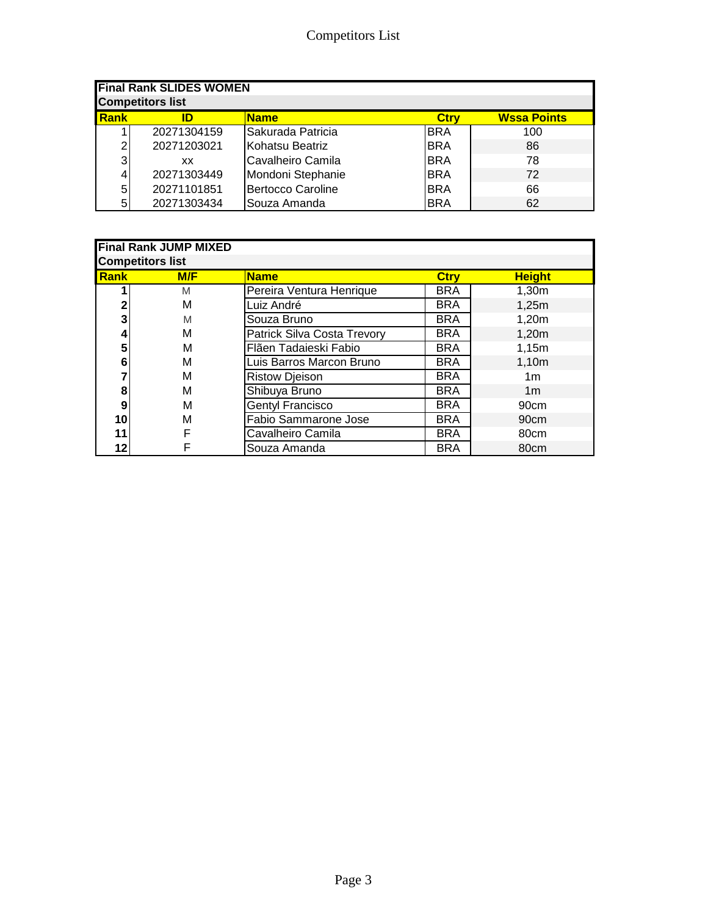# Competitors List

| Final Rank SLIDES WOMEN | | | | |
|---|---|---|---|---|
| **Competitors list** | | | | |
| **Rank** | **ID** | **Name** | **Ctry** | **Wssa Points** |
| 1 | 20271304159 | Sakurada Patricia | BRA | 100 |
| 2 | 20271203021 | Kohatsu Beatriz | BRA | 86 |
| 3 | xx | Cavalheiro Camila | BRA | 78 |
| 4 | 20271303449 | Mondoni Stephanie | BRA | 72 |
| 5 | 20271101851 | Bertocco Caroline | BRA | 66 |
| 5 | 20271303434 | Souza Amanda | BRA | 62 |

| Final Rank JUMP MIXED | | | | |
|---|---|---|---|---|
| **Competitors list** | | | | |
| **Rank** | **M/F** | **Name** | **Ctry** | **Height** |
| 1 | M | Pereira Ventura Henrique | BRA | 1,30m |
| 2 | M | Luiz André | BRA | 1,25m |
| 3 | M | Souza Bruno | BRA | 1,20m |
| 4 | M | Patrick Silva Costa Trevory | BRA | 1,20m |
| 5 | M | Flãen Tadaieski Fabio | BRA | 1,15m |
| 6 | M | Luis Barros Marcon Bruno | BRA | 1,10m |
| 7 | M | Ristow Djeison | BRA | 1m |
| 8 | M | Shibuya Bruno | BRA | 1m |
| 9 | M | Gentyl Francisco | BRA | 90cm |
| 10 | M | Fabio Sammarone Jose | BRA | 90cm |
| 11 | F | Cavalheiro Camila | BRA | 80cm |
| 12 | F | Souza Amanda | BRA | 80cm |